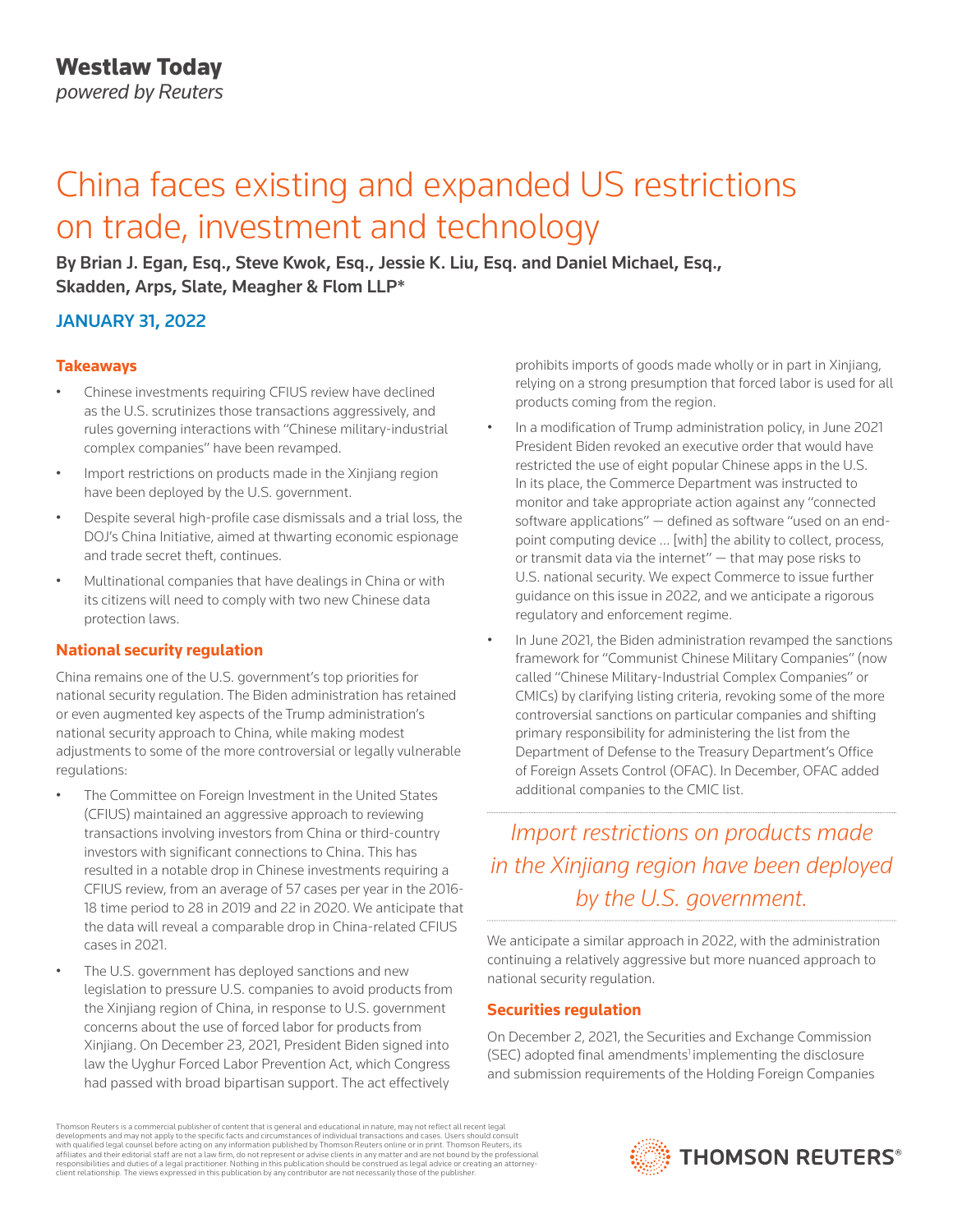Westlaw Today
*powered by Reuters*

# China faces existing and expanded US restrictions on trade, investment and technology

**By Brian J. Egan, Esq., Steve Kwok, Esq., Jessie K. Liu, Esq. and Daniel Michael, Esq., Skadden, Arps, Slate, Meagher & Flom LLP***

**JANUARY 31, 2022**

## Takeaways

- Chinese investments requiring CFIUS review have declined as the U.S. scrutinizes those transactions aggressively, and rules governing interactions with "Chinese military-industrial complex companies" have been revamped.
- Import restrictions on products made in the Xinjiang region have been deployed by the U.S. government.
- Despite several high-profile case dismissals and a trial loss, the DOJ's China Initiative, aimed at thwarting economic espionage and trade secret theft, continues.
- Multinational companies that have dealings in China or with its citizens will need to comply with two new Chinese data protection laws.

## National security regulation

China remains one of the U.S. government's top priorities for national security regulation. The Biden administration has retained or even augmented key aspects of the Trump administration's national security approach to China, while making modest adjustments to some of the more controversial or legally vulnerable regulations:

- The Committee on Foreign Investment in the United States (CFIUS) maintained an aggressive approach to reviewing transactions involving investors from China or third-country investors with significant connections to China. This has resulted in a notable drop in Chinese investments requiring a CFIUS review, from an average of 57 cases per year in the 2016-18 time period to 28 in 2019 and 22 in 2020. We anticipate that the data will reveal a comparable drop in China-related CFIUS cases in 2021.
- The U.S. government has deployed sanctions and new legislation to pressure U.S. companies to avoid products from the Xinjiang region of China, in response to U.S. government concerns about the use of forced labor for products from Xinjiang. On December 23, 2021, President Biden signed into law the Uyghur Forced Labor Prevention Act, which Congress had passed with broad bipartisan support. The act effectively prohibits imports of goods made wholly or in part in Xinjiang, relying on a strong presumption that forced labor is used for all products coming from the region.
- In a modification of Trump administration policy, in June 2021 President Biden revoked an executive order that would have restricted the use of eight popular Chinese apps in the U.S. In its place, the Commerce Department was instructed to monitor and take appropriate action against any "connected software applications" — defined as software "used on an end-point computing device … [with] the ability to collect, process, or transmit data via the internet" — that may pose risks to U.S. national security. We expect Commerce to issue further guidance on this issue in 2022, and we anticipate a rigorous regulatory and enforcement regime.
- In June 2021, the Biden administration revamped the sanctions framework for "Communist Chinese Military Companies" (now called "Chinese Military-Industrial Complex Companies" or CMICs) by clarifying listing criteria, revoking some of the more controversial sanctions on particular companies and shifting primary responsibility for administering the list from the Department of Defense to the Treasury Department's Office of Foreign Assets Control (OFAC). In December, OFAC added additional companies to the CMIC list.

*Import restrictions on products made in the Xinjiang region have been deployed by the U.S. government.*

We anticipate a similar approach in 2022, with the administration continuing a relatively aggressive but more nuanced approach to national security regulation.

## Securities regulation

On December 2, 2021, the Securities and Exchange Commission (SEC) adopted final amendments[1] implementing the disclosure and submission requirements of the Holding Foreign Companies

Thomson Reuters is a commercial publisher of content that is general and educational in nature, may not reflect all recent legal developments and may not apply to the specific facts and circumstances of individual transactions and cases. Users should consult with qualified legal counsel before acting on any information published by Thomson Reuters online or in print. Thomson Reuters, its affiliates and their editorial staff are not a law firm, do not represent or advise clients in any matter and are not bound by the professional responsibilities and duties of a legal practitioner. Nothing in this publication should be construed as legal advice or creating an attorney-client relationship. The views expressed in this publication by any contributor are not necessarily those of the publisher.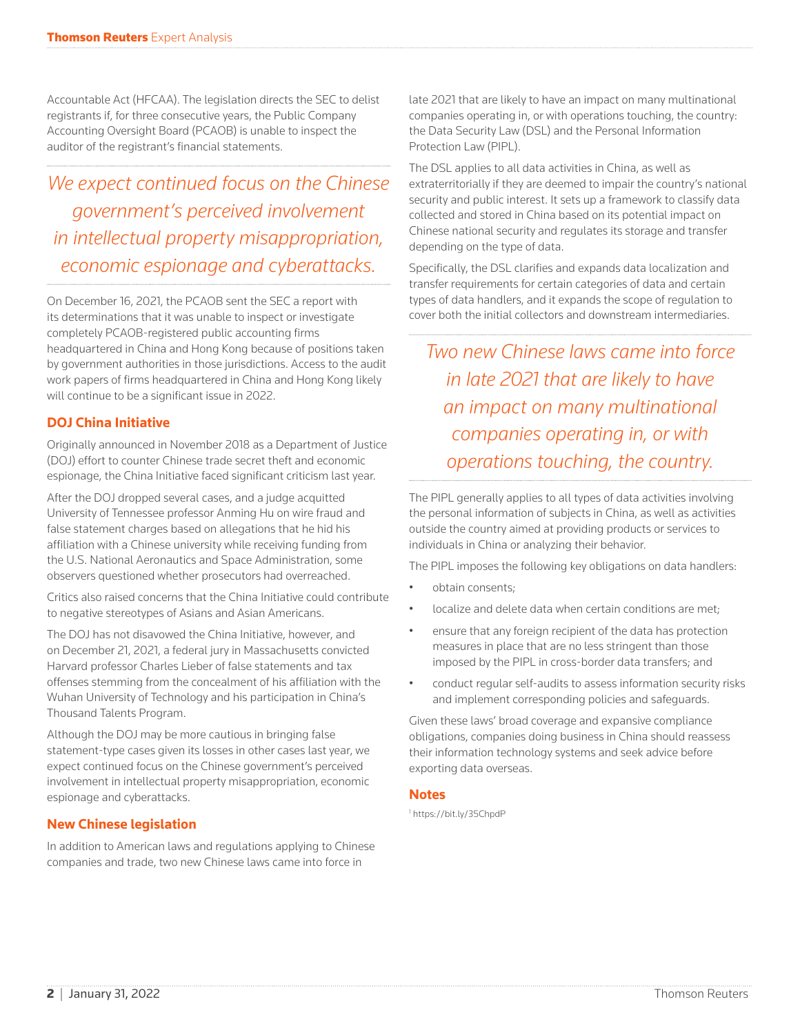Accountable Act (HFCAA). The legislation directs the SEC to delist registrants if, for three consecutive years, the Public Company Accounting Oversight Board (PCAOB) is unable to inspect the auditor of the registrant's financial statements.

*We expect continued focus on the Chinese government's perceived involvement in intellectual property misappropriation, economic espionage and cyberattacks.*

On December 16, 2021, the PCAOB sent the SEC a report with its determinations that it was unable to inspect or investigate completely PCAOB-registered public accounting firms headquartered in China and Hong Kong because of positions taken by government authorities in those jurisdictions. Access to the audit work papers of firms headquartered in China and Hong Kong likely will continue to be a significant issue in 2022.

## DOJ China Initiative

Originally announced in November 2018 as a Department of Justice (DOJ) effort to counter Chinese trade secret theft and economic espionage, the China Initiative faced significant criticism last year.

After the DOJ dropped several cases, and a judge acquitted University of Tennessee professor Anming Hu on wire fraud and false statement charges based on allegations that he hid his affiliation with a Chinese university while receiving funding from the U.S. National Aeronautics and Space Administration, some observers questioned whether prosecutors had overreached.

Critics also raised concerns that the China Initiative could contribute to negative stereotypes of Asians and Asian Americans.

The DOJ has not disavowed the China Initiative, however, and on December 21, 2021, a federal jury in Massachusetts convicted Harvard professor Charles Lieber of false statements and tax offenses stemming from the concealment of his affiliation with the Wuhan University of Technology and his participation in China's Thousand Talents Program.

Although the DOJ may be more cautious in bringing false statement-type cases given its losses in other cases last year, we expect continued focus on the Chinese government's perceived involvement in intellectual property misappropriation, economic espionage and cyberattacks.

## New Chinese legislation

In addition to American laws and regulations applying to Chinese companies and trade, two new Chinese laws came into force in late 2021 that are likely to have an impact on many multinational companies operating in, or with operations touching, the country: the Data Security Law (DSL) and the Personal Information Protection Law (PIPL).

The DSL applies to all data activities in China, as well as extraterritorially if they are deemed to impair the country's national security and public interest. It sets up a framework to classify data collected and stored in China based on its potential impact on Chinese national security and regulates its storage and transfer depending on the type of data.

Specifically, the DSL clarifies and expands data localization and transfer requirements for certain categories of data and certain types of data handlers, and it expands the scope of regulation to cover both the initial collectors and downstream intermediaries.

*Two new Chinese laws came into force in late 2021 that are likely to have an impact on many multinational companies operating in, or with operations touching, the country.*

The PIPL generally applies to all types of data activities involving the personal information of subjects in China, as well as activities outside the country aimed at providing products or services to individuals in China or analyzing their behavior.

The PIPL imposes the following key obligations on data handlers:

- obtain consents;
- localize and delete data when certain conditions are met;
- ensure that any foreign recipient of the data has protection measures in place that are no less stringent than those imposed by the PIPL in cross-border data transfers; and
- conduct regular self-audits to assess information security risks and implement corresponding policies and safeguards.

Given these laws' broad coverage and expansive compliance obligations, companies doing business in China should reassess their information technology systems and seek advice before exporting data overseas.

## Notes

[1] https://bit.ly/35ChpdP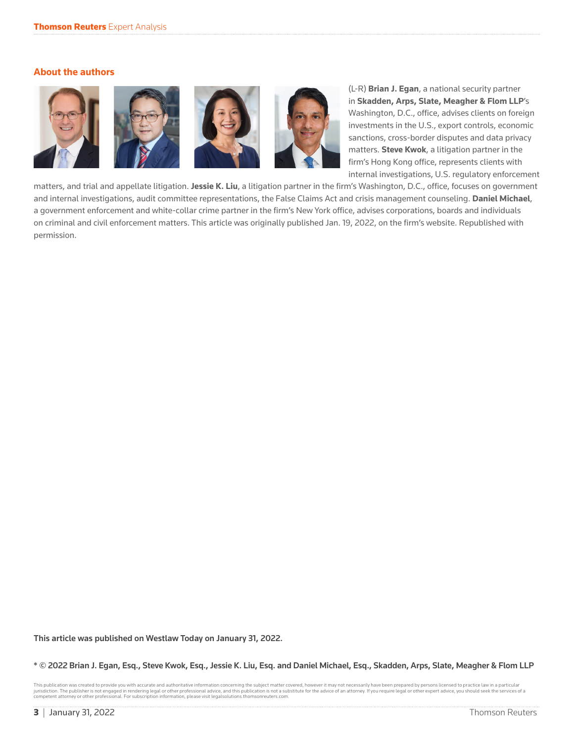## About the authors

(L-R) **Brian J. Egan**, a national security partner in **Skadden, Arps, Slate, Meagher & Flom LLP**'s Washington, D.C., office, advises clients on foreign investments in the U.S., export controls, economic sanctions, cross-border disputes and data privacy matters. **Steve Kwok**, a litigation partner in the firm's Hong Kong office, represents clients with internal investigations, U.S. regulatory enforcement matters, and trial and appellate litigation. **Jessie K. Liu**, a litigation partner in the firm's Washington, D.C., office, focuses on government and internal investigations, audit committee representations, the False Claims Act and crisis management counseling. **Daniel Michael**, a government enforcement and white-collar crime partner in the firm's New York office, advises corporations, boards and individuals on criminal and civil enforcement matters. This article was originally published Jan. 19, 2022, on the firm's website. Republished with permission.

**This article was published on Westlaw Today on January 31, 2022.**

**\* © 2022 Brian J. Egan, Esq., Steve Kwok, Esq., Jessie K. Liu, Esq. and Daniel Michael, Esq., Skadden, Arps, Slate, Meagher & Flom LLP**

This publication was created to provide you with accurate and authoritative information concerning the subject matter covered, however it may not necessarily have been prepared by persons licensed to practice law in a particular jurisdiction. The publisher is not engaged in rendering legal or other professional advice, and this publication is not a substitute for the advice of an attorney. If you require legal or other expert advice, you should seek the services of a competent attorney or other professional. For subscription information, please visit legalsolutions.thomsonreuters.com.